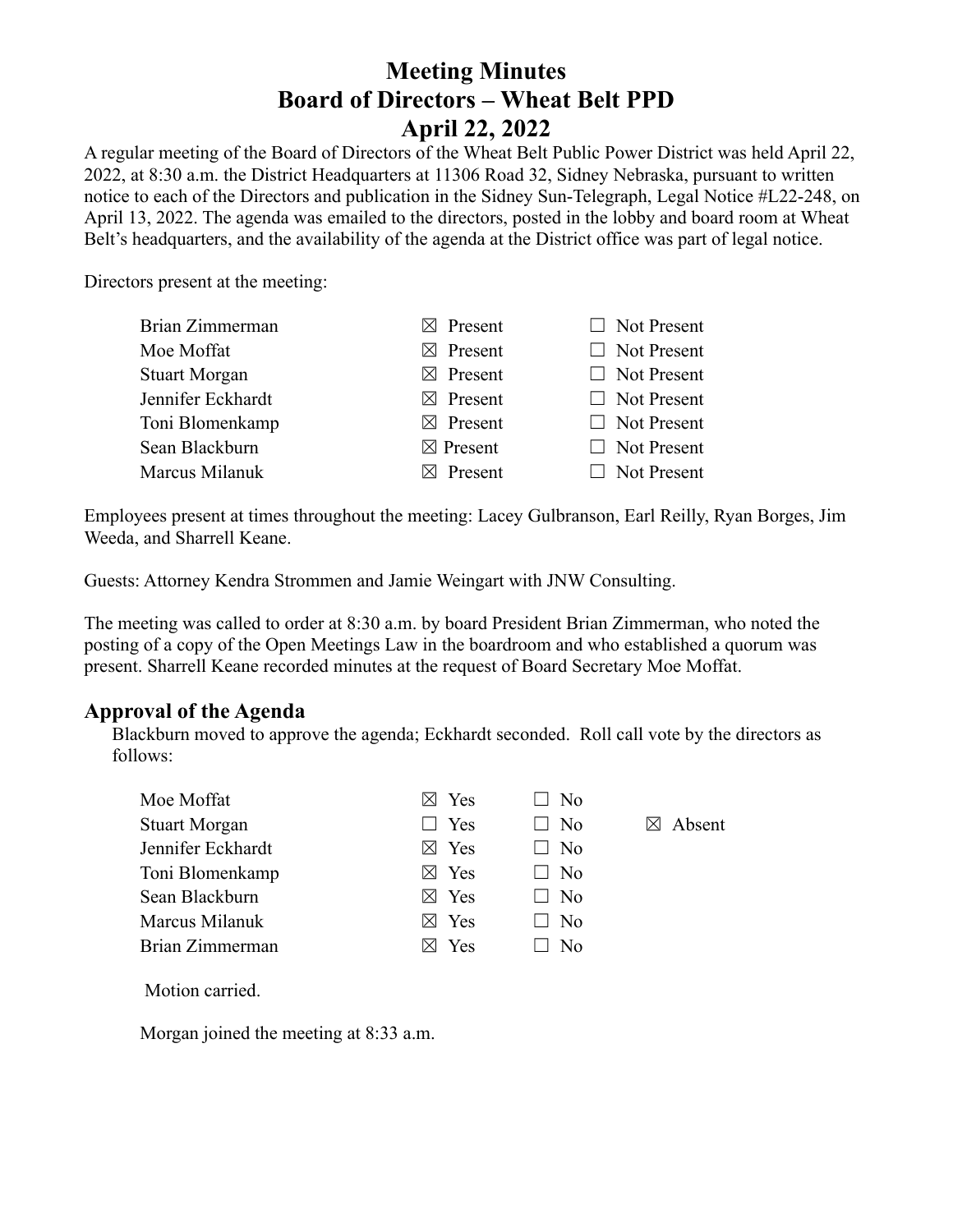# Meeting Minutes
# Board of Directors – Wheat Belt PPD
# April 22, 2022

A regular meeting of the Board of Directors of the Wheat Belt Public Power District was held April 22, 2022, at 8:30 a.m. the District Headquarters at 11306 Road 32, Sidney Nebraska, pursuant to written notice to each of the Directors and publication in the Sidney Sun-Telegraph, Legal Notice #L22-248, on April 13, 2022. The agenda was emailed to the directors, posted in the lobby and board room at Wheat Belt's headquarters, and the availability of the agenda at the District office was part of legal notice.

Directors present at the meeting:

| | | |
|---|---|---|
| Brian Zimmerman | ☒ Present | ☐ Not Present |
| Moe Moffat | ☒ Present | ☐ Not Present |
| Stuart Morgan | ☒ Present | ☐ Not Present |
| Jennifer Eckhardt | ☒ Present | ☐ Not Present |
| Toni Blomenkamp | ☒ Present | ☐ Not Present |
| Sean Blackburn | ☒ Present | ☐ Not Present |
| Marcus Milanuk | ☒ Present | ☐ Not Present |

Employees present at times throughout the meeting: Lacey Gulbranson, Earl Reilly, Ryan Borges, Jim Weeda, and Sharrell Keane.

Guests: Attorney Kendra Strommen and Jamie Weingart with JNW Consulting.

The meeting was called to order at 8:30 a.m. by board President Brian Zimmerman, who noted the posting of a copy of the Open Meetings Law in the boardroom and who established a quorum was present. Sharrell Keane recorded minutes at the request of Board Secretary Moe Moffat.

## Approval of the Agenda

Blackburn moved to approve the agenda; Eckhardt seconded. Roll call vote by the directors as follows:

| | | | |
|---|---|---|---|
| Moe Moffat | ☒ Yes | ☐ No | |
| Stuart Morgan | ☐ Yes | ☐ No | ☒ Absent |
| Jennifer Eckhardt | ☒ Yes | ☐ No | |
| Toni Blomenkamp | ☒ Yes | ☐ No | |
| Sean Blackburn | ☒ Yes | ☐ No | |
| Marcus Milanuk | ☒ Yes | ☐ No | |
| Brian Zimmerman | ☒ Yes | ☐ No | |

Motion carried.

Morgan joined the meeting at 8:33 a.m.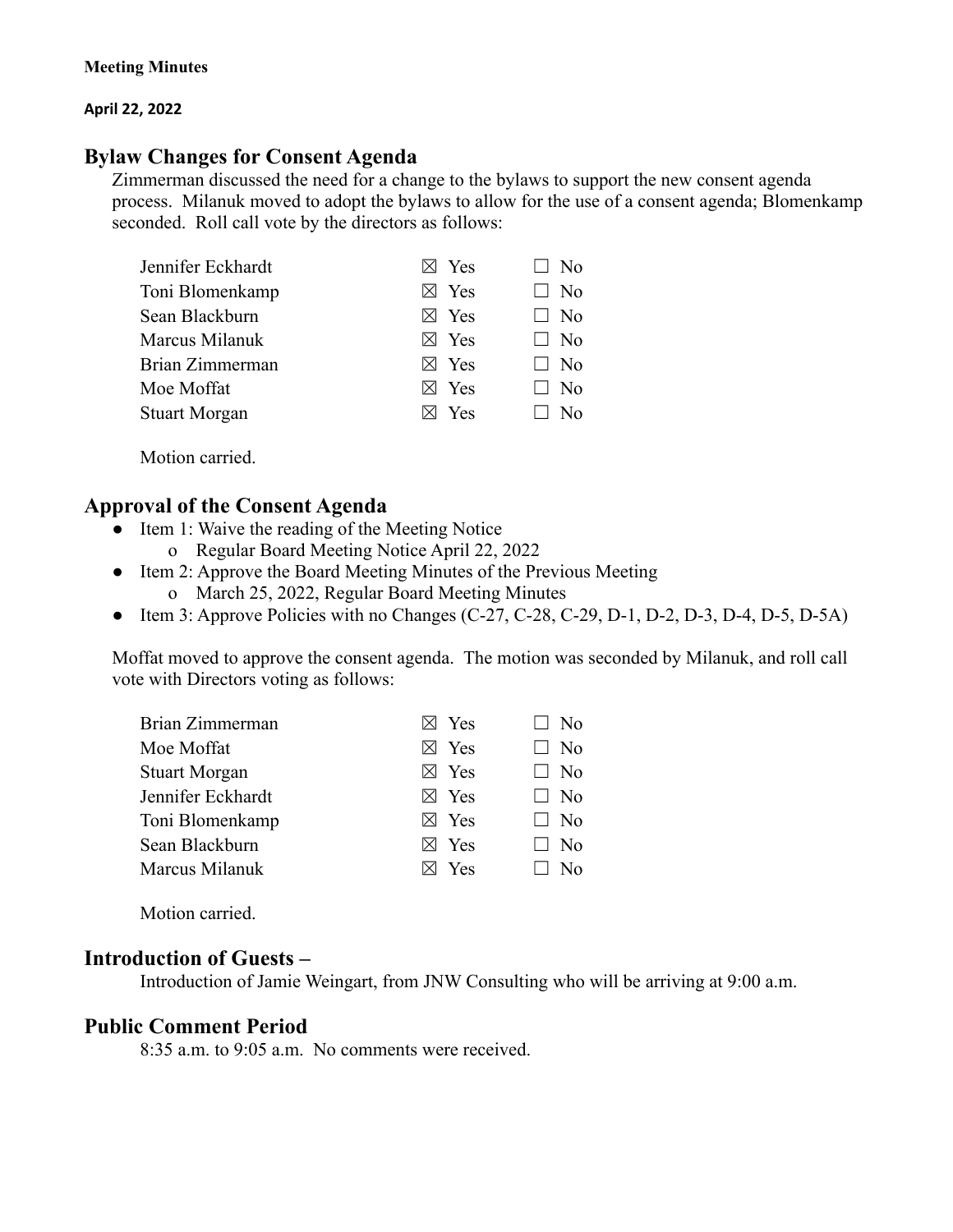**Meeting Minutes**

**April 22, 2022**

## Bylaw Changes for Consent Agenda

Zimmerman discussed the need for a change to the bylaws to support the new consent agenda process. Milanuk moved to adopt the bylaws to allow for the use of a consent agenda; Blomenkamp seconded. Roll call vote by the directors as follows:

| Director | Yes | No |
|---|---|---|
| Jennifer Eckhardt | ☒ Yes | ☐ No |
| Toni Blomenkamp | ☒ Yes | ☐ No |
| Sean Blackburn | ☒ Yes | ☐ No |
| Marcus Milanuk | ☒ Yes | ☐ No |
| Brian Zimmerman | ☒ Yes | ☐ No |
| Moe Moffat | ☒ Yes | ☐ No |
| Stuart Morgan | ☒ Yes | ☐ No |

Motion carried.

## Approval of the Consent Agenda

- Item 1: Waive the reading of the Meeting Notice
  - Regular Board Meeting Notice April 22, 2022
- Item 2: Approve the Board Meeting Minutes of the Previous Meeting
  - March 25, 2022, Regular Board Meeting Minutes
- Item 3: Approve Policies with no Changes (C-27, C-28, C-29, D-1, D-2, D-3, D-4, D-5, D-5A)

Moffat moved to approve the consent agenda. The motion was seconded by Milanuk, and roll call vote with Directors voting as follows:

| Director | Yes | No |
|---|---|---|
| Brian Zimmerman | ☒ Yes | ☐ No |
| Moe Moffat | ☒ Yes | ☐ No |
| Stuart Morgan | ☒ Yes | ☐ No |
| Jennifer Eckhardt | ☒ Yes | ☐ No |
| Toni Blomenkamp | ☒ Yes | ☐ No |
| Sean Blackburn | ☒ Yes | ☐ No |
| Marcus Milanuk | ☒ Yes | ☐ No |

Motion carried.

## Introduction of Guests –

Introduction of Jamie Weingart, from JNW Consulting who will be arriving at 9:00 a.m.

## Public Comment Period

8:35 a.m. to 9:05 a.m. No comments were received.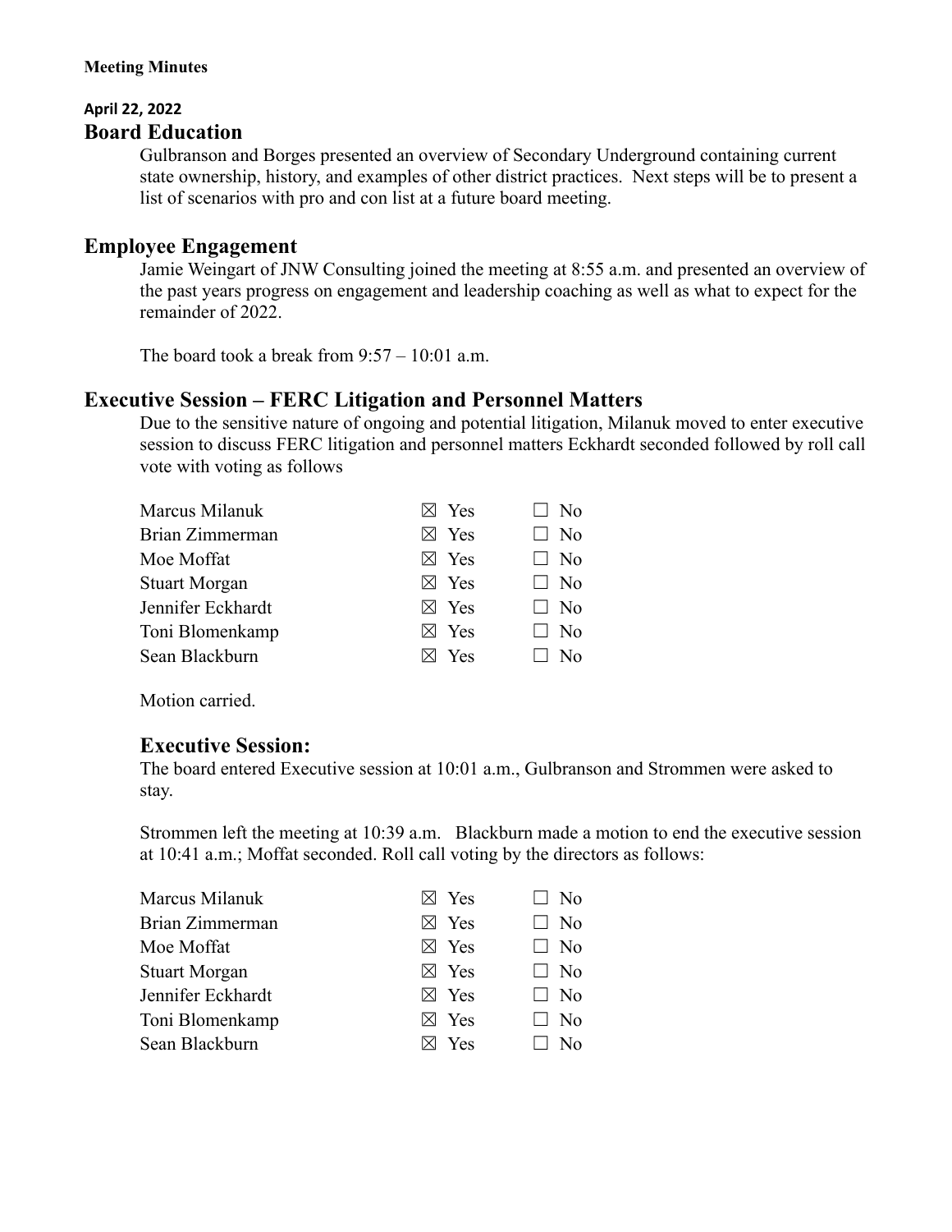**Meeting Minutes**

**April 22, 2022**

## Board Education

Gulbranson and Borges presented an overview of Secondary Underground containing current state ownership, history, and examples of other district practices. Next steps will be to present a list of scenarios with pro and con list at a future board meeting.

## Employee Engagement

Jamie Weingart of JNW Consulting joined the meeting at 8:55 a.m. and presented an overview of the past years progress on engagement and leadership coaching as well as what to expect for the remainder of 2022.

The board took a break from 9:57 – 10:01 a.m.

## Executive Session – FERC Litigation and Personnel Matters

Due to the sensitive nature of ongoing and potential litigation, Milanuk moved to enter executive session to discuss FERC litigation and personnel matters Eckhardt seconded followed by roll call vote with voting as follows

| | | |
|---|---|---|
| Marcus Milanuk | ☒ Yes | ☐ No |
| Brian Zimmerman | ☒ Yes | ☐ No |
| Moe Moffat | ☒ Yes | ☐ No |
| Stuart Morgan | ☒ Yes | ☐ No |
| Jennifer Eckhardt | ☒ Yes | ☐ No |
| Toni Blomenkamp | ☒ Yes | ☐ No |
| Sean Blackburn | ☒ Yes | ☐ No |

Motion carried.

### Executive Session:

The board entered Executive session at 10:01 a.m., Gulbranson and Strommen were asked to stay.

Strommen left the meeting at 10:39 a.m. Blackburn made a motion to end the executive session at 10:41 a.m.; Moffat seconded. Roll call voting by the directors as follows:

| | | |
|---|---|---|
| Marcus Milanuk | ☒ Yes | ☐ No |
| Brian Zimmerman | ☒ Yes | ☐ No |
| Moe Moffat | ☒ Yes | ☐ No |
| Stuart Morgan | ☒ Yes | ☐ No |
| Jennifer Eckhardt | ☒ Yes | ☐ No |
| Toni Blomenkamp | ☒ Yes | ☐ No |
| Sean Blackburn | ☒ Yes | ☐ No |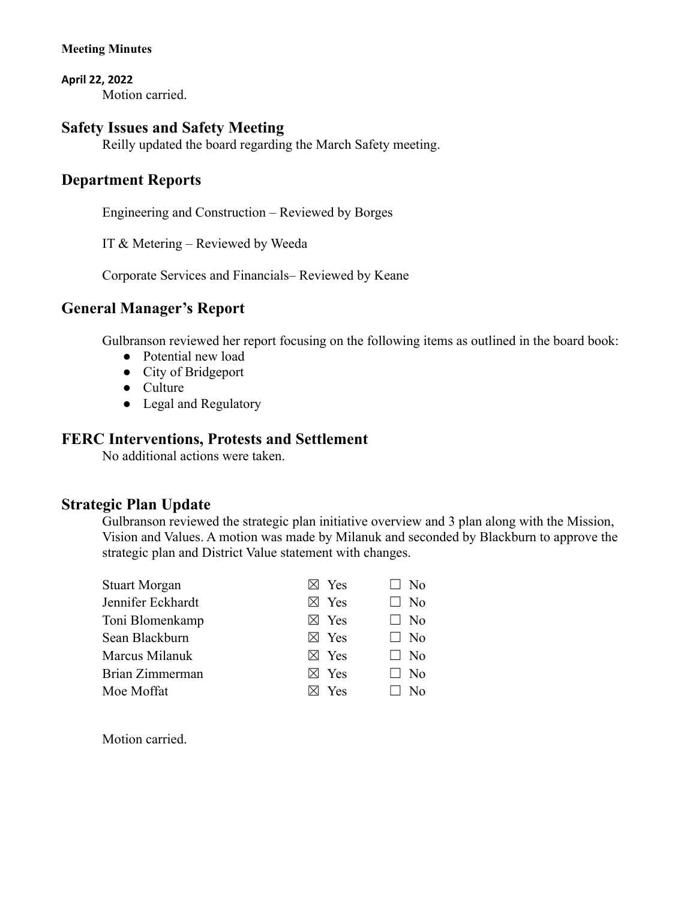Motion carried.

## Safety Issues and Safety Meeting

Reilly updated the board regarding the March Safety meeting.

## Department Reports

Engineering and Construction – Reviewed by Borges

IT & Metering – Reviewed by Weeda

Corporate Services and Financials– Reviewed by Keane

## General Manager's Report

Gulbranson reviewed her report focusing on the following items as outlined in the board book:

- Potential new load
- City of Bridgeport
- Culture
- Legal and Regulatory

## FERC Interventions, Protests and Settlement

No additional actions were taken.

## Strategic Plan Update

Gulbranson reviewed the strategic plan initiative overview and 3 plan along with the Mission, Vision and Values. A motion was made by Milanuk and seconded by Blackburn to approve the strategic plan and District Value statement with changes.

| Name | Yes | No |
|---|---|---|
| Stuart Morgan | ☒ Yes | ☐ No |
| Jennifer Eckhardt | ☒ Yes | ☐ No |
| Toni Blomenkamp | ☒ Yes | ☐ No |
| Sean Blackburn | ☒ Yes | ☐ No |
| Marcus Milanuk | ☒ Yes | ☐ No |
| Brian Zimmerman | ☒ Yes | ☐ No |
| Moe Moffat | ☒ Yes | ☐ No |

Motion carried.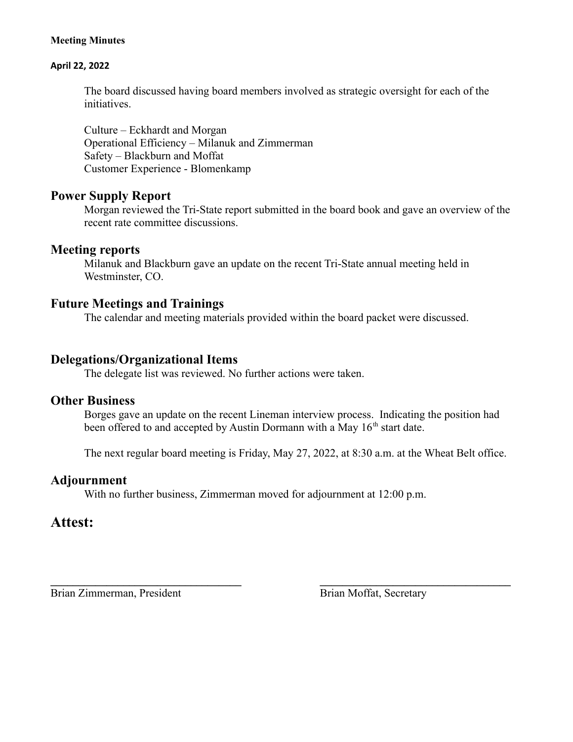**Meeting Minutes**

**April 22, 2022**

The board discussed having board members involved as strategic oversight for each of the initiatives.

Culture – Eckhardt and Morgan
Operational Efficiency – Milanuk and Zimmerman
Safety – Blackburn and Moffat
Customer Experience - Blomenkamp

## Power Supply Report

Morgan reviewed the Tri-State report submitted in the board book and gave an overview of the recent rate committee discussions.

## Meeting reports

Milanuk and Blackburn gave an update on the recent Tri-State annual meeting held in Westminster, CO.

## Future Meetings and Trainings

The calendar and meeting materials provided within the board packet were discussed.

## Delegations/Organizational Items

The delegate list was reviewed. No further actions were taken.

## Other Business

Borges gave an update on the recent Lineman interview process. Indicating the position had been offered to and accepted by Austin Dormann with a May 16th start date.

The next regular board meeting is Friday, May 27, 2022, at 8:30 a.m. at the Wheat Belt office.

## Adjournment

With no further business, Zimmerman moved for adjournment at 12:00 p.m.

# Attest:

\_\_\_\_\_\_\_\_\_\_\_\_\_\_\_\_\_\_\_\_\_\_\_\_\_\_\_\_\_\_\_\_
Brian Zimmerman, President

\_\_\_\_\_\_\_\_\_\_\_\_\_\_\_\_\_\_\_\_\_\_\_\_\_\_\_\_\_\_\_\_
Brian Moffat, Secretary